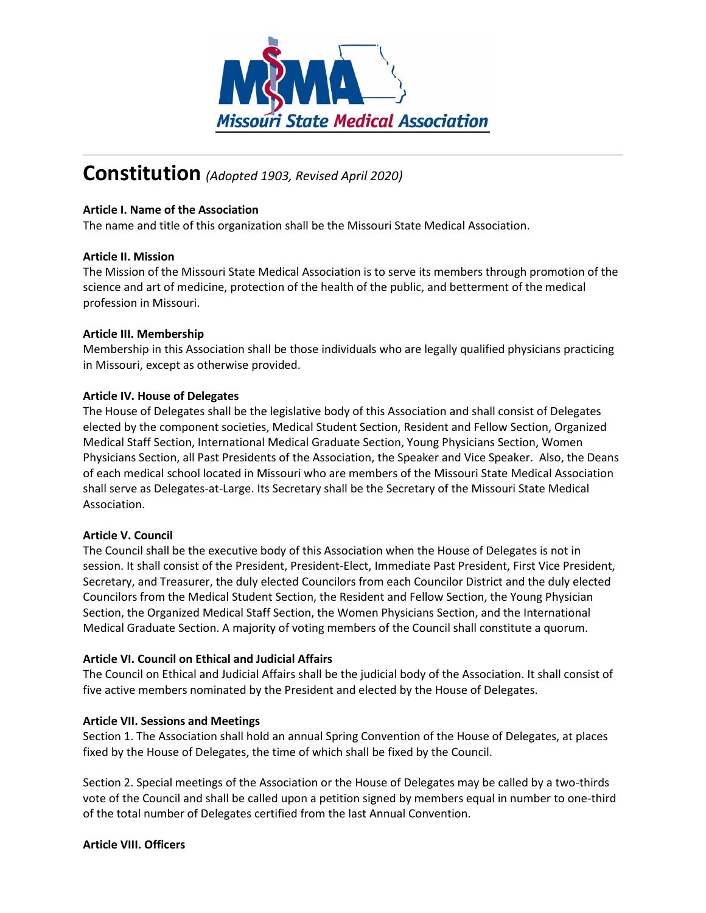# Constitution *(Adopted 1903, Revised April 2020)*

**Article I. Name of the Association**

The name and title of this organization shall be the Missouri State Medical Association.

**Article II. Mission**

The Mission of the Missouri State Medical Association is to serve its members through promotion of the science and art of medicine, protection of the health of the public, and betterment of the medical profession in Missouri.

**Article III. Membership**

Membership in this Association shall be those individuals who are legally qualified physicians practicing in Missouri, except as otherwise provided.

**Article IV. House of Delegates**

The House of Delegates shall be the legislative body of this Association and shall consist of Delegates elected by the component societies, Medical Student Section, Resident and Fellow Section, Organized Medical Staff Section, International Medical Graduate Section, Young Physicians Section, Women Physicians Section, all Past Presidents of the Association, the Speaker and Vice Speaker. Also, the Deans of each medical school located in Missouri who are members of the Missouri State Medical Association shall serve as Delegates-at-Large. Its Secretary shall be the Secretary of the Missouri State Medical Association.

**Article V. Council**

The Council shall be the executive body of this Association when the House of Delegates is not in session. It shall consist of the President, President-Elect, Immediate Past President, First Vice President, Secretary, and Treasurer, the duly elected Councilors from each Councilor District and the duly elected Councilors from the Medical Student Section, the Resident and Fellow Section, the Young Physician Section, the Organized Medical Staff Section, the Women Physicians Section, and the International Medical Graduate Section. A majority of voting members of the Council shall constitute a quorum.

**Article VI. Council on Ethical and Judicial Affairs**

The Council on Ethical and Judicial Affairs shall be the judicial body of the Association. It shall consist of five active members nominated by the President and elected by the House of Delegates.

**Article VII. Sessions and Meetings**

Section 1. The Association shall hold an annual Spring Convention of the House of Delegates, at places fixed by the House of Delegates, the time of which shall be fixed by the Council.

Section 2. Special meetings of the Association or the House of Delegates may be called by a two-thirds vote of the Council and shall be called upon a petition signed by members equal in number to one-third of the total number of Delegates certified from the last Annual Convention.

**Article VIII. Officers**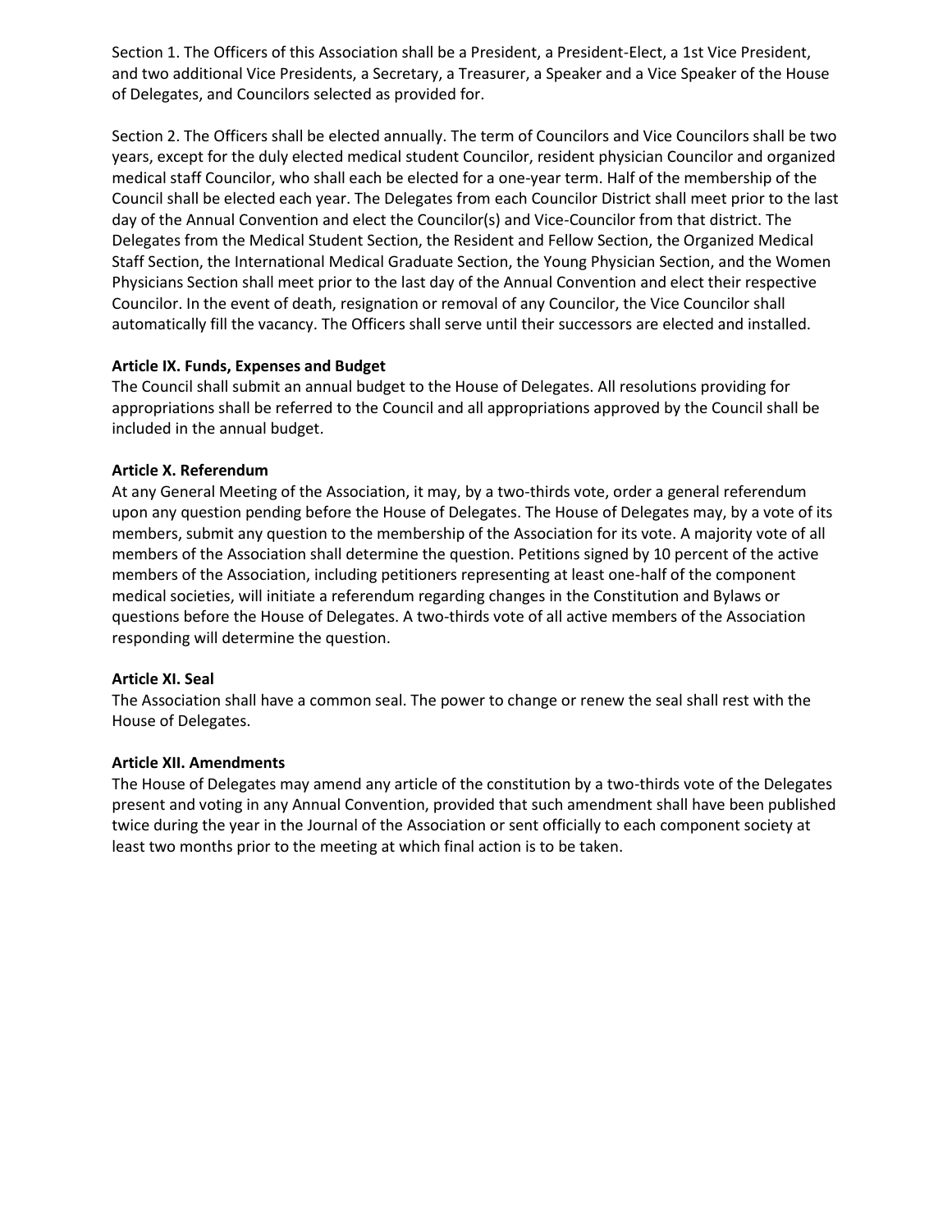Section 1. The Officers of this Association shall be a President, a President-Elect, a 1st Vice President, and two additional Vice Presidents, a Secretary, a Treasurer, a Speaker and a Vice Speaker of the House of Delegates, and Councilors selected as provided for.

Section 2. The Officers shall be elected annually. The term of Councilors and Vice Councilors shall be two years, except for the duly elected medical student Councilor, resident physician Councilor and organized medical staff Councilor, who shall each be elected for a one-year term. Half of the membership of the Council shall be elected each year. The Delegates from each Councilor District shall meet prior to the last day of the Annual Convention and elect the Councilor(s) and Vice-Councilor from that district. The Delegates from the Medical Student Section, the Resident and Fellow Section, the Organized Medical Staff Section, the International Medical Graduate Section, the Young Physician Section, and the Women Physicians Section shall meet prior to the last day of the Annual Convention and elect their respective Councilor. In the event of death, resignation or removal of any Councilor, the Vice Councilor shall automatically fill the vacancy. The Officers shall serve until their successors are elected and installed.

**Article IX. Funds, Expenses and Budget**

The Council shall submit an annual budget to the House of Delegates. All resolutions providing for appropriations shall be referred to the Council and all appropriations approved by the Council shall be included in the annual budget.

**Article X. Referendum**

At any General Meeting of the Association, it may, by a two-thirds vote, order a general referendum upon any question pending before the House of Delegates. The House of Delegates may, by a vote of its members, submit any question to the membership of the Association for its vote. A majority vote of all members of the Association shall determine the question. Petitions signed by 10 percent of the active members of the Association, including petitioners representing at least one-half of the component medical societies, will initiate a referendum regarding changes in the Constitution and Bylaws or questions before the House of Delegates. A two-thirds vote of all active members of the Association responding will determine the question.

**Article XI. Seal**

The Association shall have a common seal. The power to change or renew the seal shall rest with the House of Delegates.

**Article XII. Amendments**

The House of Delegates may amend any article of the constitution by a two-thirds vote of the Delegates present and voting in any Annual Convention, provided that such amendment shall have been published twice during the year in the Journal of the Association or sent officially to each component society at least two months prior to the meeting at which final action is to be taken.